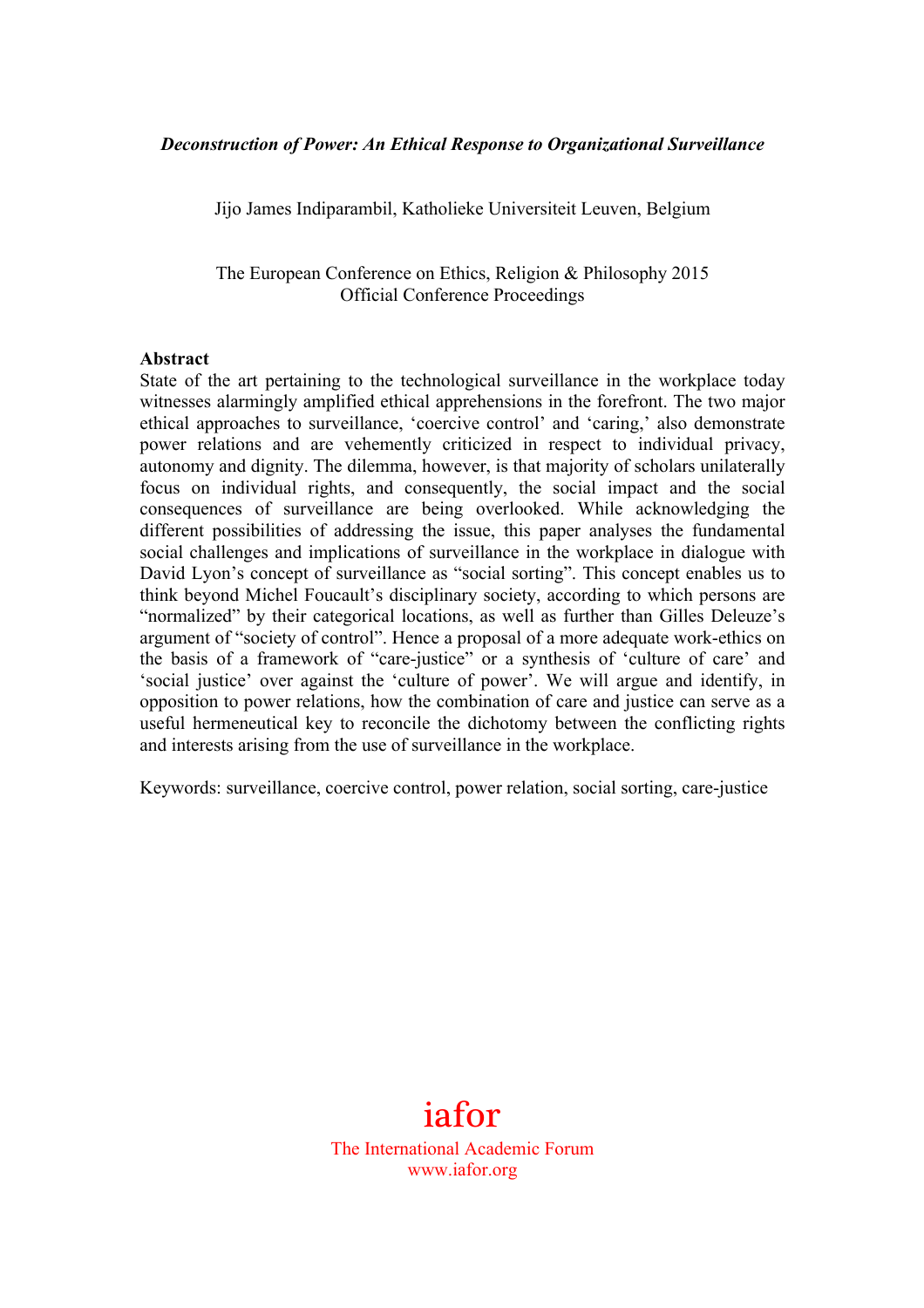# *Deconstruction of Power: An Ethical Response to Organizational Surveillance*

Jijo James Indiparambil, Katholieke Universiteit Leuven, Belgium

The European Conference on Ethics, Religion & Philosophy 2015
Official Conference Proceedings

**Abstract**

State of the art pertaining to the technological surveillance in the workplace today witnesses alarmingly amplified ethical apprehensions in the forefront. The two major ethical approaches to surveillance, 'coercive control' and 'caring,' also demonstrate power relations and are vehemently criticized in respect to individual privacy, autonomy and dignity. The dilemma, however, is that majority of scholars unilaterally focus on individual rights, and consequently, the social impact and the social consequences of surveillance are being overlooked. While acknowledging the different possibilities of addressing the issue, this paper analyses the fundamental social challenges and implications of surveillance in the workplace in dialogue with David Lyon's concept of surveillance as "social sorting". This concept enables us to think beyond Michel Foucault's disciplinary society, according to which persons are "normalized" by their categorical locations, as well as further than Gilles Deleuze's argument of "society of control". Hence a proposal of a more adequate work-ethics on the basis of a framework of "care-justice" or a synthesis of 'culture of care' and 'social justice' over against the 'culture of power'. We will argue and identify, in opposition to power relations, how the combination of care and justice can serve as a useful hermeneutical key to reconcile the dichotomy between the conflicting rights and interests arising from the use of surveillance in the workplace.

Keywords: surveillance, coercive control, power relation, social sorting, care-justice

iafor
The International Academic Forum
www.iafor.org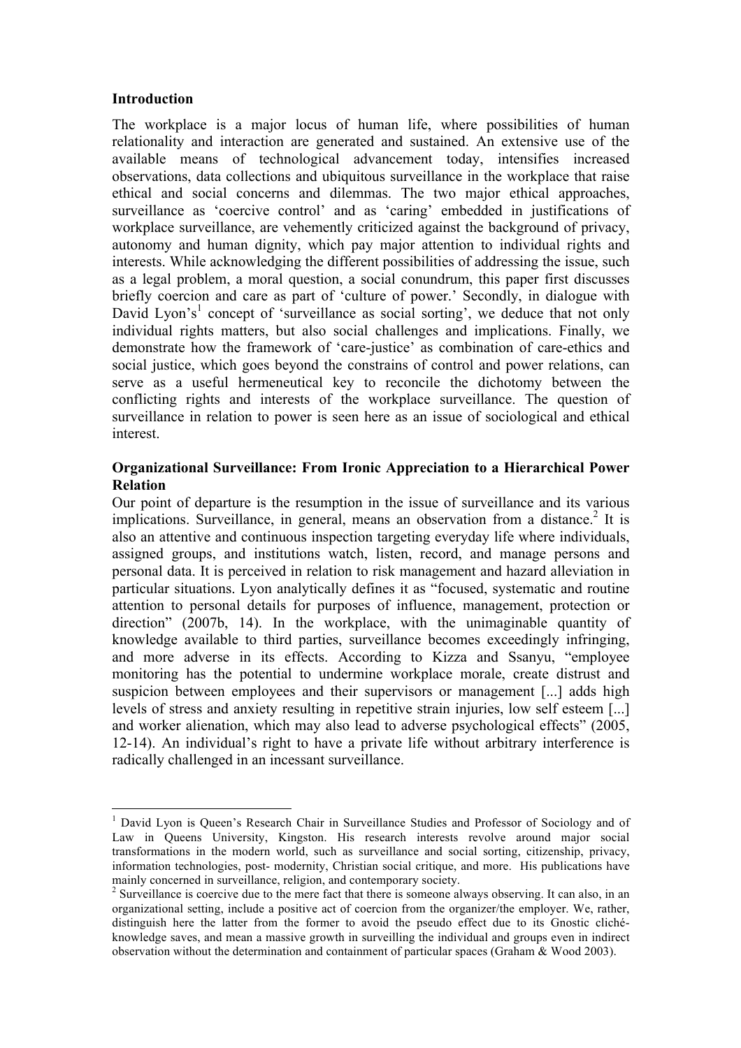## Introduction

The workplace is a major locus of human life, where possibilities of human relationality and interaction are generated and sustained. An extensive use of the available means of technological advancement today, intensifies increased observations, data collections and ubiquitous surveillance in the workplace that raise ethical and social concerns and dilemmas. The two major ethical approaches, surveillance as 'coercive control' and as 'caring' embedded in justifications of workplace surveillance, are vehemently criticized against the background of privacy, autonomy and human dignity, which pay major attention to individual rights and interests. While acknowledging the different possibilities of addressing the issue, such as a legal problem, a moral question, a social conundrum, this paper first discusses briefly coercion and care as part of 'culture of power.' Secondly, in dialogue with David Lyon's[1] concept of 'surveillance as social sorting', we deduce that not only individual rights matters, but also social challenges and implications. Finally, we demonstrate how the framework of 'care-justice' as combination of care-ethics and social justice, which goes beyond the constrains of control and power relations, can serve as a useful hermeneutical key to reconcile the dichotomy between the conflicting rights and interests of the workplace surveillance. The question of surveillance in relation to power is seen here as an issue of sociological and ethical interest.

## Organizational Surveillance: From Ironic Appreciation to a Hierarchical Power Relation

Our point of departure is the resumption in the issue of surveillance and its various implications. Surveillance, in general, means an observation from a distance.[2] It is also an attentive and continuous inspection targeting everyday life where individuals, assigned groups, and institutions watch, listen, record, and manage persons and personal data. It is perceived in relation to risk management and hazard alleviation in particular situations. Lyon analytically defines it as "focused, systematic and routine attention to personal details for purposes of influence, management, protection or direction" (2007b, 14). In the workplace, with the unimaginable quantity of knowledge available to third parties, surveillance becomes exceedingly infringing, and more adverse in its effects. According to Kizza and Ssanyu, "employee monitoring has the potential to undermine workplace morale, create distrust and suspicion between employees and their supervisors or management [...] adds high levels of stress and anxiety resulting in repetitive strain injuries, low self esteem [...] and worker alienation, which may also lead to adverse psychological effects" (2005, 12-14). An individual's right to have a private life without arbitrary interference is radically challenged in an incessant surveillance.

---

[1] David Lyon is Queen's Research Chair in Surveillance Studies and Professor of Sociology and of Law in Queens University, Kingston. His research interests revolve around major social transformations in the modern world, such as surveillance and social sorting, citizenship, privacy, information technologies, post- modernity, Christian social critique, and more. His publications have mainly concerned in surveillance, religion, and contemporary society.

[2] Surveillance is coercive due to the mere fact that there is someone always observing. It can also, in an organizational setting, include a positive act of coercion from the organizer/the employer. We, rather, distinguish here the latter from the former to avoid the pseudo effect due to its Gnostic cliché-knowledge saves, and mean a massive growth in surveilling the individual and groups even in indirect observation without the determination and containment of particular spaces (Graham & Wood 2003).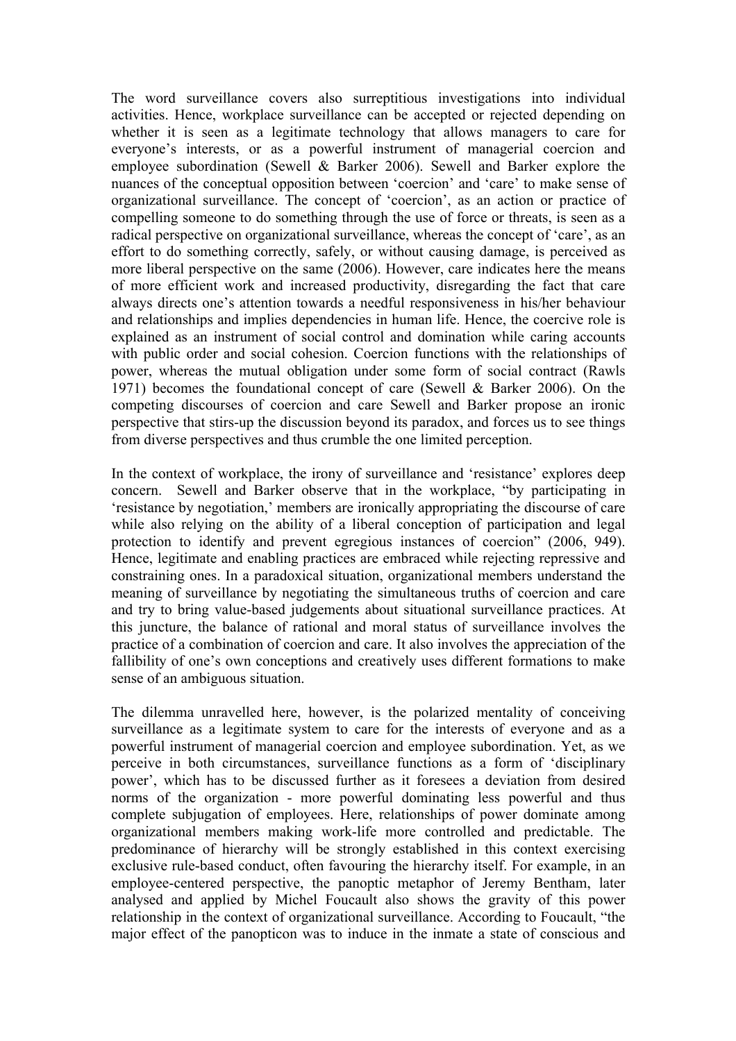The word surveillance covers also surreptitious investigations into individual activities. Hence, workplace surveillance can be accepted or rejected depending on whether it is seen as a legitimate technology that allows managers to care for everyone's interests, or as a powerful instrument of managerial coercion and employee subordination (Sewell & Barker 2006). Sewell and Barker explore the nuances of the conceptual opposition between 'coercion' and 'care' to make sense of organizational surveillance. The concept of 'coercion', as an action or practice of compelling someone to do something through the use of force or threats, is seen as a radical perspective on organizational surveillance, whereas the concept of 'care', as an effort to do something correctly, safely, or without causing damage, is perceived as more liberal perspective on the same (2006). However, care indicates here the means of more efficient work and increased productivity, disregarding the fact that care always directs one's attention towards a needful responsiveness in his/her behaviour and relationships and implies dependencies in human life. Hence, the coercive role is explained as an instrument of social control and domination while caring accounts with public order and social cohesion. Coercion functions with the relationships of power, whereas the mutual obligation under some form of social contract (Rawls 1971) becomes the foundational concept of care (Sewell & Barker 2006). On the competing discourses of coercion and care Sewell and Barker propose an ironic perspective that stirs-up the discussion beyond its paradox, and forces us to see things from diverse perspectives and thus crumble the one limited perception.

In the context of workplace, the irony of surveillance and 'resistance' explores deep concern. Sewell and Barker observe that in the workplace, "by participating in 'resistance by negotiation,' members are ironically appropriating the discourse of care while also relying on the ability of a liberal conception of participation and legal protection to identify and prevent egregious instances of coercion" (2006, 949). Hence, legitimate and enabling practices are embraced while rejecting repressive and constraining ones. In a paradoxical situation, organizational members understand the meaning of surveillance by negotiating the simultaneous truths of coercion and care and try to bring value-based judgements about situational surveillance practices. At this juncture, the balance of rational and moral status of surveillance involves the practice of a combination of coercion and care. It also involves the appreciation of the fallibility of one's own conceptions and creatively uses different formations to make sense of an ambiguous situation.

The dilemma unravelled here, however, is the polarized mentality of conceiving surveillance as a legitimate system to care for the interests of everyone and as a powerful instrument of managerial coercion and employee subordination. Yet, as we perceive in both circumstances, surveillance functions as a form of 'disciplinary power', which has to be discussed further as it foresees a deviation from desired norms of the organization - more powerful dominating less powerful and thus complete subjugation of employees. Here, relationships of power dominate among organizational members making work-life more controlled and predictable. The predominance of hierarchy will be strongly established in this context exercising exclusive rule-based conduct, often favouring the hierarchy itself. For example, in an employee-centered perspective, the panoptic metaphor of Jeremy Bentham, later analysed and applied by Michel Foucault also shows the gravity of this power relationship in the context of organizational surveillance. According to Foucault, "the major effect of the panopticon was to induce in the inmate a state of conscious and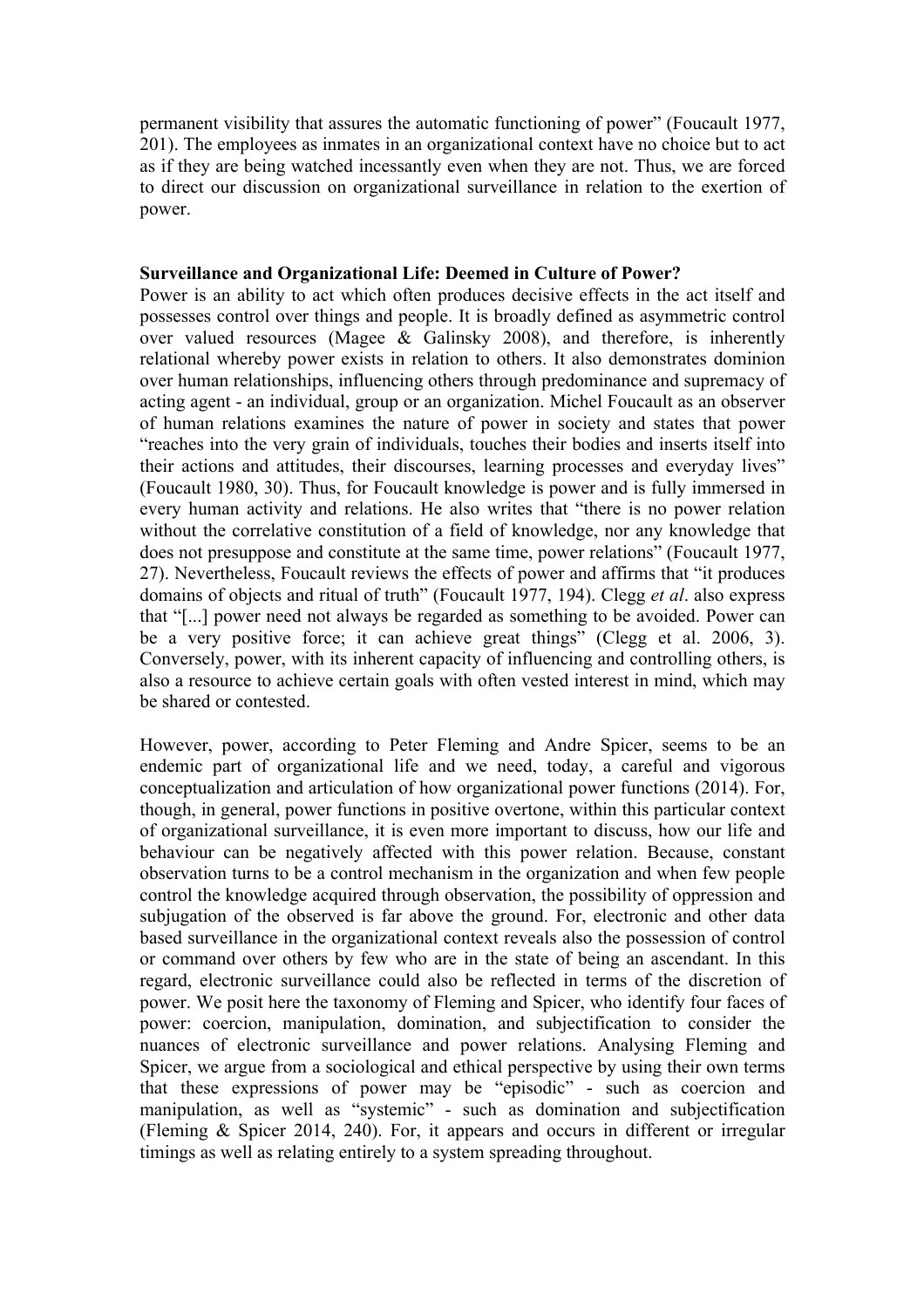permanent visibility that assures the automatic functioning of power" (Foucault 1977, 201). The employees as inmates in an organizational context have no choice but to act as if they are being watched incessantly even when they are not. Thus, we are forced to direct our discussion on organizational surveillance in relation to the exertion of power.

**Surveillance and Organizational Life: Deemed in Culture of Power?**

Power is an ability to act which often produces decisive effects in the act itself and possesses control over things and people. It is broadly defined as asymmetric control over valued resources (Magee & Galinsky 2008), and therefore, is inherently relational whereby power exists in relation to others. It also demonstrates dominion over human relationships, influencing others through predominance and supremacy of acting agent - an individual, group or an organization. Michel Foucault as an observer of human relations examines the nature of power in society and states that power "reaches into the very grain of individuals, touches their bodies and inserts itself into their actions and attitudes, their discourses, learning processes and everyday lives" (Foucault 1980, 30). Thus, for Foucault knowledge is power and is fully immersed in every human activity and relations. He also writes that "there is no power relation without the correlative constitution of a field of knowledge, nor any knowledge that does not presuppose and constitute at the same time, power relations" (Foucault 1977, 27). Nevertheless, Foucault reviews the effects of power and affirms that "it produces domains of objects and ritual of truth" (Foucault 1977, 194). Clegg *et al*. also express that "[...] power need not always be regarded as something to be avoided. Power can be a very positive force; it can achieve great things" (Clegg et al. 2006, 3). Conversely, power, with its inherent capacity of influencing and controlling others, is also a resource to achieve certain goals with often vested interest in mind, which may be shared or contested.

However, power, according to Peter Fleming and Andre Spicer, seems to be an endemic part of organizational life and we need, today, a careful and vigorous conceptualization and articulation of how organizational power functions (2014). For, though, in general, power functions in positive overtone, within this particular context of organizational surveillance, it is even more important to discuss, how our life and behaviour can be negatively affected with this power relation. Because, constant observation turns to be a control mechanism in the organization and when few people control the knowledge acquired through observation, the possibility of oppression and subjugation of the observed is far above the ground. For, electronic and other data based surveillance in the organizational context reveals also the possession of control or command over others by few who are in the state of being an ascendant. In this regard, electronic surveillance could also be reflected in terms of the discretion of power. We posit here the taxonomy of Fleming and Spicer, who identify four faces of power: coercion, manipulation, domination, and subjectification to consider the nuances of electronic surveillance and power relations. Analysing Fleming and Spicer, we argue from a sociological and ethical perspective by using their own terms that these expressions of power may be "episodic" - such as coercion and manipulation, as well as "systemic" - such as domination and subjectification (Fleming & Spicer 2014, 240). For, it appears and occurs in different or irregular timings as well as relating entirely to a system spreading throughout.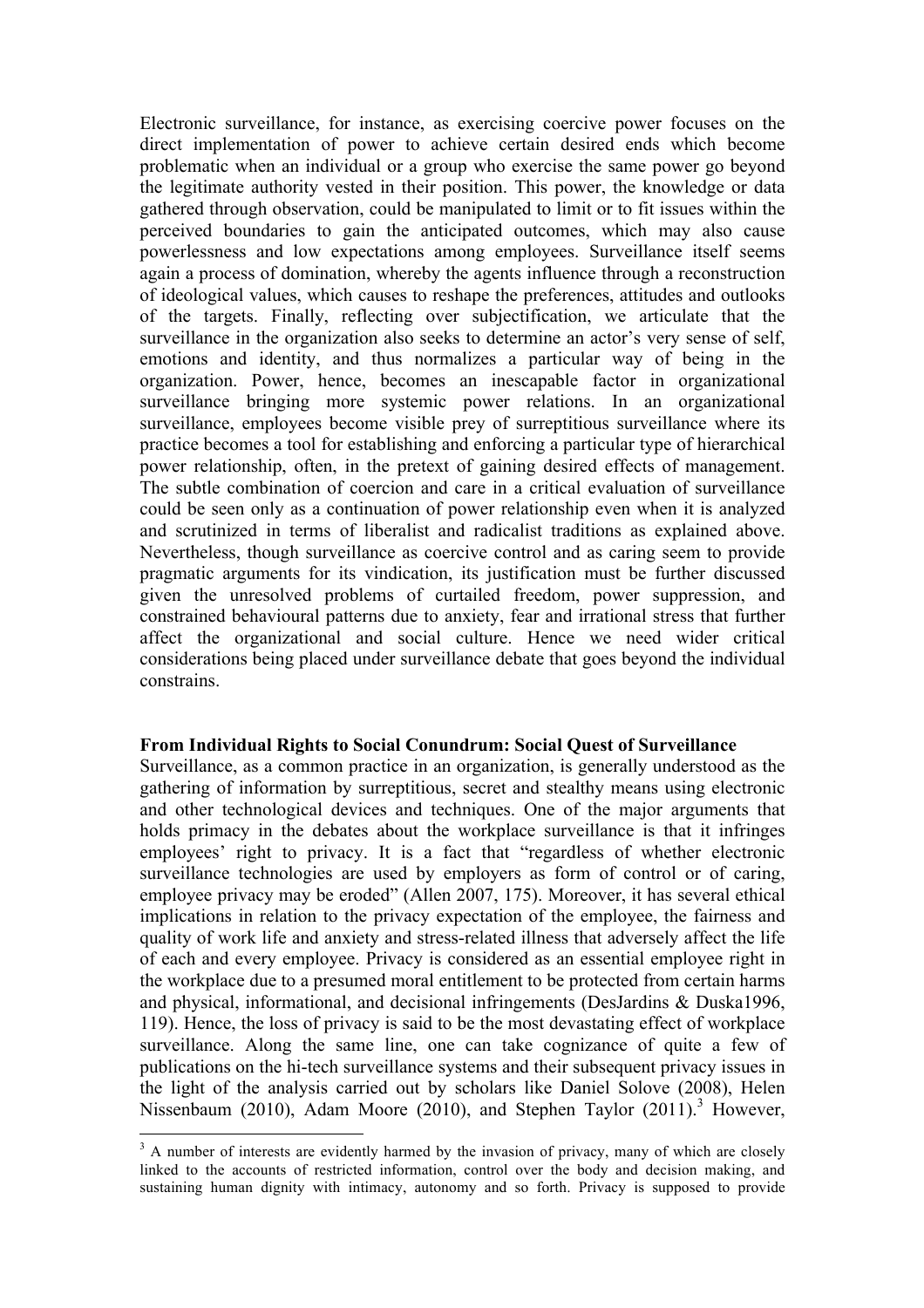Electronic surveillance, for instance, as exercising coercive power focuses on the direct implementation of power to achieve certain desired ends which become problematic when an individual or a group who exercise the same power go beyond the legitimate authority vested in their position. This power, the knowledge or data gathered through observation, could be manipulated to limit or to fit issues within the perceived boundaries to gain the anticipated outcomes, which may also cause powerlessness and low expectations among employees. Surveillance itself seems again a process of domination, whereby the agents influence through a reconstruction of ideological values, which causes to reshape the preferences, attitudes and outlooks of the targets. Finally, reflecting over subjectification, we articulate that the surveillance in the organization also seeks to determine an actor's very sense of self, emotions and identity, and thus normalizes a particular way of being in the organization. Power, hence, becomes an inescapable factor in organizational surveillance bringing more systemic power relations. In an organizational surveillance, employees become visible prey of surreptitious surveillance where its practice becomes a tool for establishing and enforcing a particular type of hierarchical power relationship, often, in the pretext of gaining desired effects of management. The subtle combination of coercion and care in a critical evaluation of surveillance could be seen only as a continuation of power relationship even when it is analyzed and scrutinized in terms of liberalist and radicalist traditions as explained above. Nevertheless, though surveillance as coercive control and as caring seem to provide pragmatic arguments for its vindication, its justification must be further discussed given the unresolved problems of curtailed freedom, power suppression, and constrained behavioural patterns due to anxiety, fear and irrational stress that further affect the organizational and social culture. Hence we need wider critical considerations being placed under surveillance debate that goes beyond the individual constrains.

**From Individual Rights to Social Conundrum: Social Quest of Surveillance**

Surveillance, as a common practice in an organization, is generally understood as the gathering of information by surreptitious, secret and stealthy means using electronic and other technological devices and techniques. One of the major arguments that holds primacy in the debates about the workplace surveillance is that it infringes employees' right to privacy. It is a fact that "regardless of whether electronic surveillance technologies are used by employers as form of control or of caring, employee privacy may be eroded" (Allen 2007, 175). Moreover, it has several ethical implications in relation to the privacy expectation of the employee, the fairness and quality of work life and anxiety and stress-related illness that adversely affect the life of each and every employee. Privacy is considered as an essential employee right in the workplace due to a presumed moral entitlement to be protected from certain harms and physical, informational, and decisional infringements (DesJardins & Duska1996, 119). Hence, the loss of privacy is said to be the most devastating effect of workplace surveillance. Along the same line, one can take cognizance of quite a few of publications on the hi-tech surveillance systems and their subsequent privacy issues in the light of the analysis carried out by scholars like Daniel Solove (2008), Helen Nissenbaum (2010), Adam Moore (2010), and Stephen Taylor (2011).[3] However,

[3] A number of interests are evidently harmed by the invasion of privacy, many of which are closely linked to the accounts of restricted information, control over the body and decision making, and sustaining human dignity with intimacy, autonomy and so forth. Privacy is supposed to provide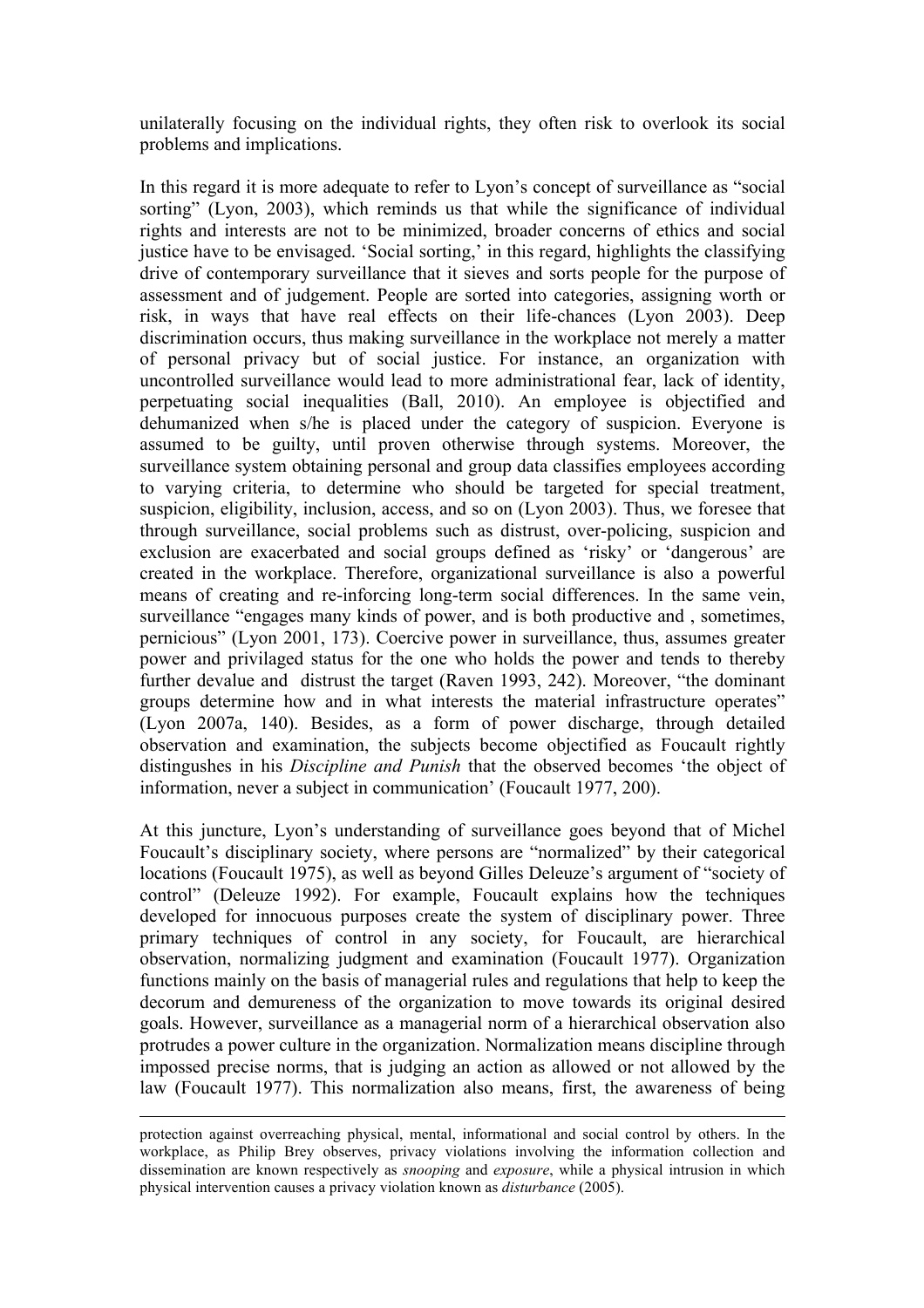unilaterally focusing on the individual rights, they often risk to overlook its social problems and implications.

In this regard it is more adequate to refer to Lyon's concept of surveillance as "social sorting" (Lyon, 2003), which reminds us that while the significance of individual rights and interests are not to be minimized, broader concerns of ethics and social justice have to be envisaged. 'Social sorting,' in this regard, highlights the classifying drive of contemporary surveillance that it sieves and sorts people for the purpose of assessment and of judgement. People are sorted into categories, assigning worth or risk, in ways that have real effects on their life-chances (Lyon 2003). Deep discrimination occurs, thus making surveillance in the workplace not merely a matter of personal privacy but of social justice. For instance, an organization with uncontrolled surveillance would lead to more administrational fear, lack of identity, perpetuating social inequalities (Ball, 2010). An employee is objectified and dehumanized when s/he is placed under the category of suspicion. Everyone is assumed to be guilty, until proven otherwise through systems. Moreover, the surveillance system obtaining personal and group data classifies employees according to varying criteria, to determine who should be targeted for special treatment, suspicion, eligibility, inclusion, access, and so on (Lyon 2003). Thus, we foresee that through surveillance, social problems such as distrust, over-policing, suspicion and exclusion are exacerbated and social groups defined as 'risky' or 'dangerous' are created in the workplace. Therefore, organizational surveillance is also a powerful means of creating and re-inforcing long-term social differences. In the same vein, surveillance "engages many kinds of power, and is both productive and , sometimes, pernicious" (Lyon 2001, 173). Coercive power in surveillance, thus, assumes greater power and privilaged status for the one who holds the power and tends to thereby further devalue and distrust the target (Raven 1993, 242). Moreover, "the dominant groups determine how and in what interests the material infrastructure operates" (Lyon 2007a, 140). Besides, as a form of power discharge, through detailed observation and examination, the subjects become objectified as Foucault rightly distingushes in his *Discipline and Punish* that the observed becomes 'the object of information, never a subject in communication' (Foucault 1977, 200).

At this juncture, Lyon's understanding of surveillance goes beyond that of Michel Foucault's disciplinary society, where persons are "normalized" by their categorical locations (Foucault 1975), as well as beyond Gilles Deleuze's argument of "society of control" (Deleuze 1992). For example, Foucault explains how the techniques developed for innocuous purposes create the system of disciplinary power. Three primary techniques of control in any society, for Foucault, are hierarchical observation, normalizing judgment and examination (Foucault 1977). Organization functions mainly on the basis of managerial rules and regulations that help to keep the decorum and demureness of the organization to move towards its original desired goals. However, surveillance as a managerial norm of a hierarchical observation also protrudes a power culture in the organization. Normalization means discipline through impossed precise norms, that is judging an action as allowed or not allowed by the law (Foucault 1977). This normalization also means, first, the awareness of being

---

protection against overreaching physical, mental, informational and social control by others. In the workplace, as Philip Brey observes, privacy violations involving the information collection and dissemination are known respectively as *snooping* and *exposure*, while a physical intrusion in which physical intervention causes a privacy violation known as *disturbance* (2005).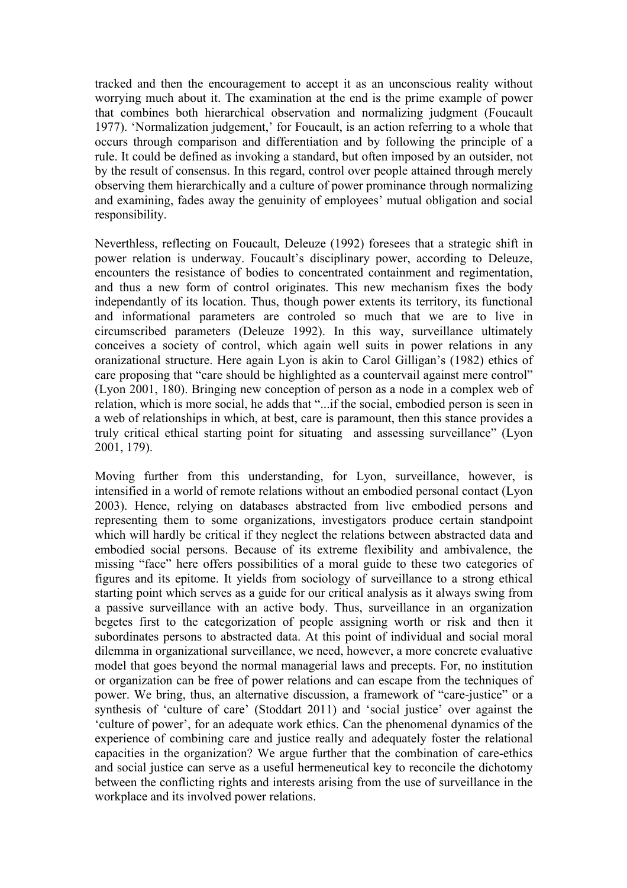tracked and then the encouragement to accept it as an unconscious reality without worrying much about it. The examination at the end is the prime example of power that combines both hierarchical observation and normalizing judgment (Foucault 1977). 'Normalization judgement,' for Foucault, is an action referring to a whole that occurs through comparison and differentiation and by following the principle of a rule. It could be defined as invoking a standard, but often imposed by an outsider, not by the result of consensus. In this regard, control over people attained through merely observing them hierarchically and a culture of power prominance through normalizing and examining, fades away the genuinity of employees' mutual obligation and social responsibility.

Neverthless, reflecting on Foucault, Deleuze (1992) foresees that a strategic shift in power relation is underway. Foucault's disciplinary power, according to Deleuze, encounters the resistance of bodies to concentrated containment and regimentation, and thus a new form of control originates. This new mechanism fixes the body independantly of its location. Thus, though power extents its territory, its functional and informational parameters are controled so much that we are to live in circumscribed parameters (Deleuze 1992). In this way, surveillance ultimately conceives a society of control, which again well suits in power relations in any oranizational structure. Here again Lyon is akin to Carol Gilligan's (1982) ethics of care proposing that "care should be highlighted as a countervail against mere control" (Lyon 2001, 180). Bringing new conception of person as a node in a complex web of relation, which is more social, he adds that "...if the social, embodied person is seen in a web of relationships in which, at best, care is paramount, then this stance provides a truly critical ethical starting point for situating and assessing surveillance" (Lyon 2001, 179).

Moving further from this understanding, for Lyon, surveillance, however, is intensified in a world of remote relations without an embodied personal contact (Lyon 2003). Hence, relying on databases abstracted from live embodied persons and representing them to some organizations, investigators produce certain standpoint which will hardly be critical if they neglect the relations between abstracted data and embodied social persons. Because of its extreme flexibility and ambivalence, the missing "face" here offers possibilities of a moral guide to these two categories of figures and its epitome. It yields from sociology of surveillance to a strong ethical starting point which serves as a guide for our critical analysis as it always swing from a passive surveillance with an active body. Thus, surveillance in an organization begetes first to the categorization of people assigning worth or risk and then it subordinates persons to abstracted data. At this point of individual and social moral dilemma in organizational surveillance, we need, however, a more concrete evaluative model that goes beyond the normal managerial laws and precepts. For, no institution or organization can be free of power relations and can escape from the techniques of power. We bring, thus, an alternative discussion, a framework of "care-justice" or a synthesis of 'culture of care' (Stoddart 2011) and 'social justice' over against the 'culture of power', for an adequate work ethics. Can the phenomenal dynamics of the experience of combining care and justice really and adequately foster the relational capacities in the organization? We argue further that the combination of care-ethics and social justice can serve as a useful hermeneutical key to reconcile the dichotomy between the conflicting rights and interests arising from the use of surveillance in the workplace and its involved power relations.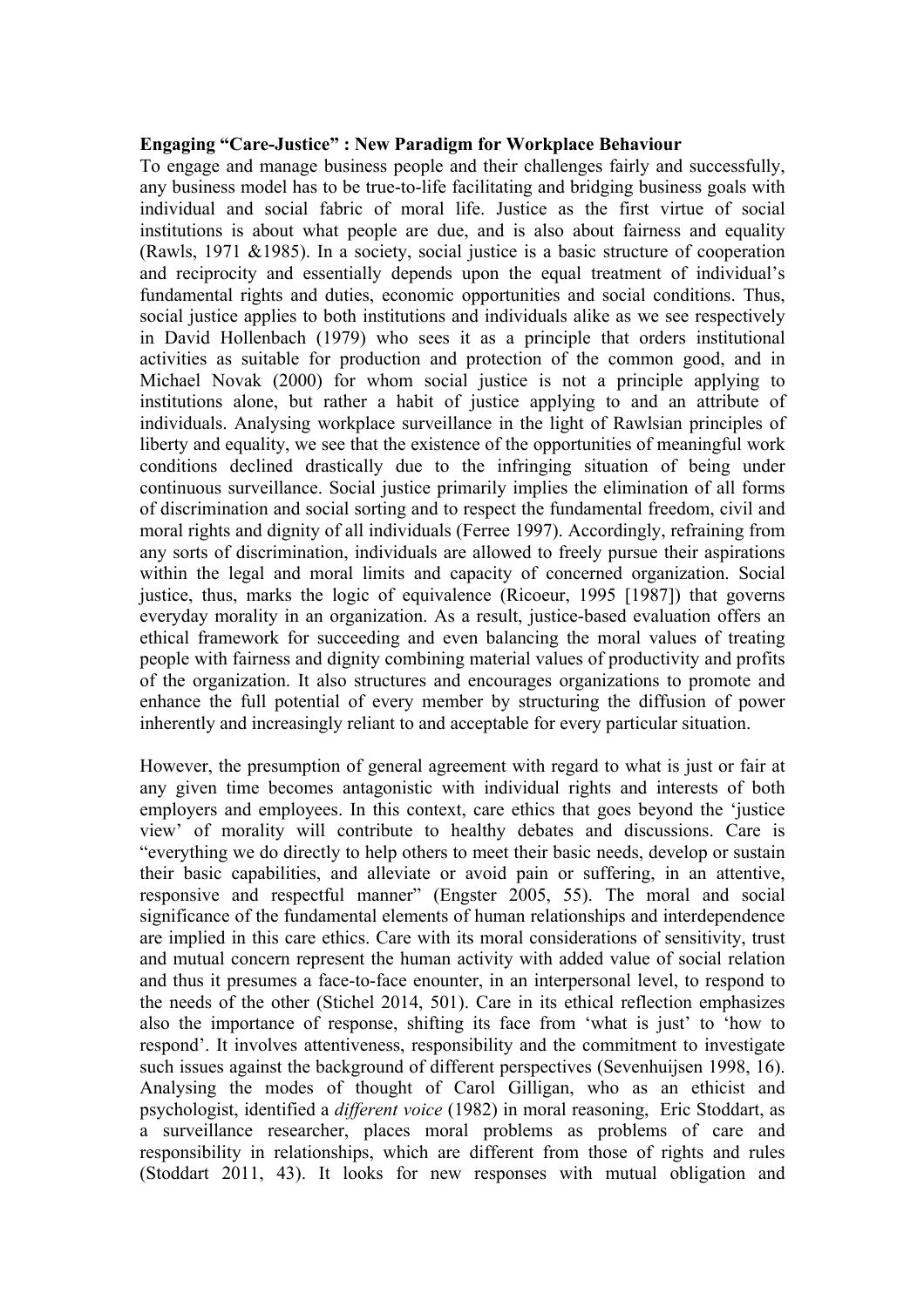**Engaging "Care-Justice" : New Paradigm for Workplace Behaviour**

To engage and manage business people and their challenges fairly and successfully, any business model has to be true-to-life facilitating and bridging business goals with individual and social fabric of moral life. Justice as the first virtue of social institutions is about what people are due, and is also about fairness and equality (Rawls, 1971 &1985). In a society, social justice is a basic structure of cooperation and reciprocity and essentially depends upon the equal treatment of individual's fundamental rights and duties, economic opportunities and social conditions. Thus, social justice applies to both institutions and individuals alike as we see respectively in David Hollenbach (1979) who sees it as a principle that orders institutional activities as suitable for production and protection of the common good, and in Michael Novak (2000) for whom social justice is not a principle applying to institutions alone, but rather a habit of justice applying to and an attribute of individuals. Analysing workplace surveillance in the light of Rawlsian principles of liberty and equality, we see that the existence of the opportunities of meaningful work conditions declined drastically due to the infringing situation of being under continuous surveillance. Social justice primarily implies the elimination of all forms of discrimination and social sorting and to respect the fundamental freedom, civil and moral rights and dignity of all individuals (Ferree 1997). Accordingly, refraining from any sorts of discrimination, individuals are allowed to freely pursue their aspirations within the legal and moral limits and capacity of concerned organization. Social justice, thus, marks the logic of equivalence (Ricoeur, 1995 [1987]) that governs everyday morality in an organization. As a result, justice-based evaluation offers an ethical framework for succeeding and even balancing the moral values of treating people with fairness and dignity combining material values of productivity and profits of the organization. It also structures and encourages organizations to promote and enhance the full potential of every member by structuring the diffusion of power inherently and increasingly reliant to and acceptable for every particular situation.

However, the presumption of general agreement with regard to what is just or fair at any given time becomes antagonistic with individual rights and interests of both employers and employees. In this context, care ethics that goes beyond the 'justice view' of morality will contribute to healthy debates and discussions. Care is "everything we do directly to help others to meet their basic needs, develop or sustain their basic capabilities, and alleviate or avoid pain or suffering, in an attentive, responsive and respectful manner" (Engster 2005, 55). The moral and social significance of the fundamental elements of human relationships and interdependence are implied in this care ethics. Care with its moral considerations of sensitivity, trust and mutual concern represent the human activity with added value of social relation and thus it presumes a face-to-face enounter, in an interpersonal level, to respond to the needs of the other (Stichel 2014, 501). Care in its ethical reflection emphasizes also the importance of response, shifting its face from 'what is just' to 'how to respond'. It involves attentiveness, responsibility and the commitment to investigate such issues against the background of different perspectives (Sevenhuijsen 1998, 16). Analysing the modes of thought of Carol Gilligan, who as an ethicist and psychologist, identified a *different voice* (1982) in moral reasoning, Eric Stoddart, as a surveillance researcher, places moral problems as problems of care and responsibility in relationships, which are different from those of rights and rules (Stoddart 2011, 43). It looks for new responses with mutual obligation and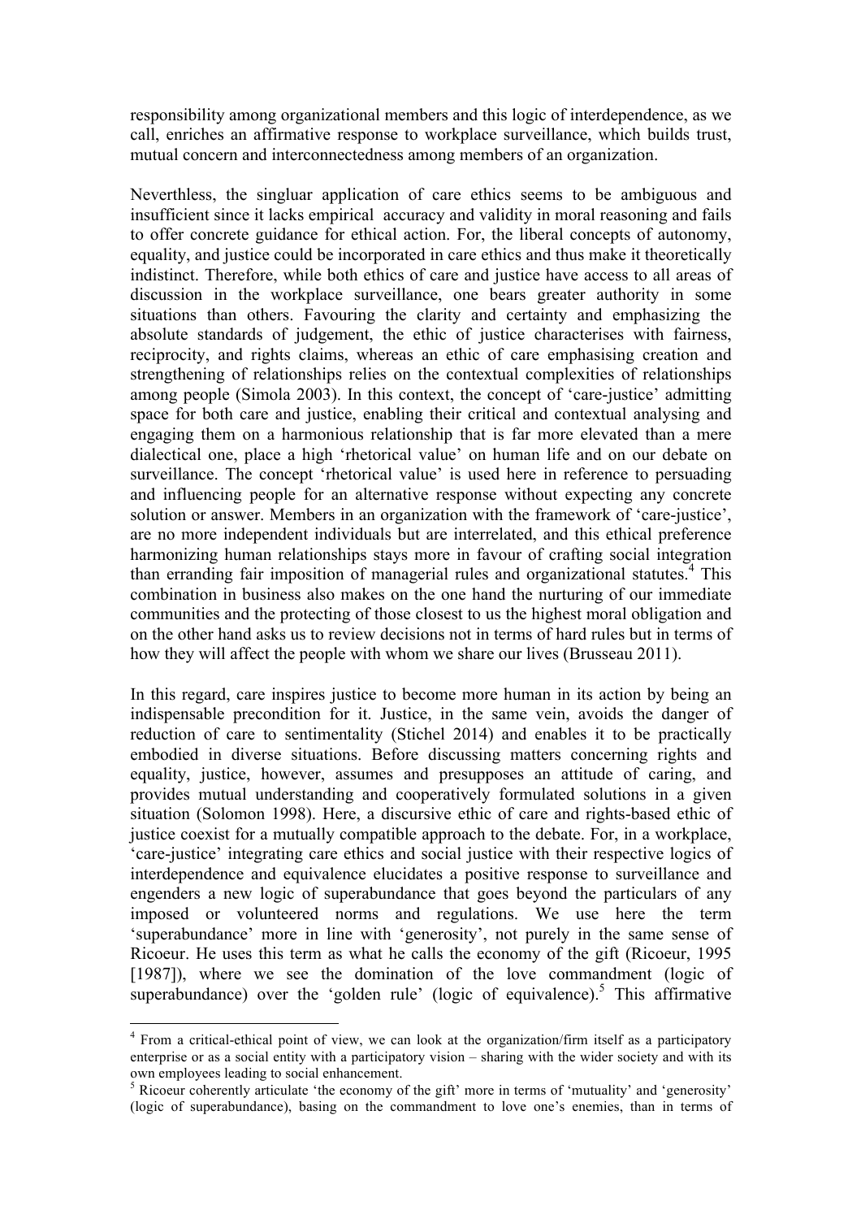responsibility among organizational members and this logic of interdependence, as we call, enriches an affirmative response to workplace surveillance, which builds trust, mutual concern and interconnectedness among members of an organization.

Neverthless, the singluar application of care ethics seems to be ambiguous and insufficient since it lacks empirical accuracy and validity in moral reasoning and fails to offer concrete guidance for ethical action. For, the liberal concepts of autonomy, equality, and justice could be incorporated in care ethics and thus make it theoretically indistinct. Therefore, while both ethics of care and justice have access to all areas of discussion in the workplace surveillance, one bears greater authority in some situations than others. Favouring the clarity and certainty and emphasizing the absolute standards of judgement, the ethic of justice characterises with fairness, reciprocity, and rights claims, whereas an ethic of care emphasising creation and strengthening of relationships relies on the contextual complexities of relationships among people (Simola 2003). In this context, the concept of 'care-justice' admitting space for both care and justice, enabling their critical and contextual analysing and engaging them on a harmonious relationship that is far more elevated than a mere dialectical one, place a high 'rhetorical value' on human life and on our debate on surveillance. The concept 'rhetorical value' is used here in reference to persuading and influencing people for an alternative response without expecting any concrete solution or answer. Members in an organization with the framework of 'care-justice', are no more independent individuals but are interrelated, and this ethical preference harmonizing human relationships stays more in favour of crafting social integration than erranding fair imposition of managerial rules and organizational statutes.[4] This combination in business also makes on the one hand the nurturing of our immediate communities and the protecting of those closest to us the highest moral obligation and on the other hand asks us to review decisions not in terms of hard rules but in terms of how they will affect the people with whom we share our lives (Brusseau 2011).

In this regard, care inspires justice to become more human in its action by being an indispensable precondition for it. Justice, in the same vein, avoids the danger of reduction of care to sentimentality (Stichel 2014) and enables it to be practically embodied in diverse situations. Before discussing matters concerning rights and equality, justice, however, assumes and presupposes an attitude of caring, and provides mutual understanding and cooperatively formulated solutions in a given situation (Solomon 1998). Here, a discursive ethic of care and rights-based ethic of justice coexist for a mutually compatible approach to the debate. For, in a workplace, 'care-justice' integrating care ethics and social justice with their respective logics of interdependence and equivalence elucidates a positive response to surveillance and engenders a new logic of superabundance that goes beyond the particulars of any imposed or volunteered norms and regulations. We use here the term 'superabundance' more in line with 'generosity', not purely in the same sense of Ricoeur. He uses this term as what he calls the economy of the gift (Ricoeur, 1995 [1987]), where we see the domination of the love commandment (logic of superabundance) over the 'golden rule' (logic of equivalence).[5] This affirmative

---

[4] From a critical-ethical point of view, we can look at the organization/firm itself as a participatory enterprise or as a social entity with a participatory vision – sharing with the wider society and with its own employees leading to social enhancement.

[5] Ricoeur coherently articulate 'the economy of the gift' more in terms of 'mutuality' and 'generosity' (logic of superabundance), basing on the commandment to love one's enemies, than in terms of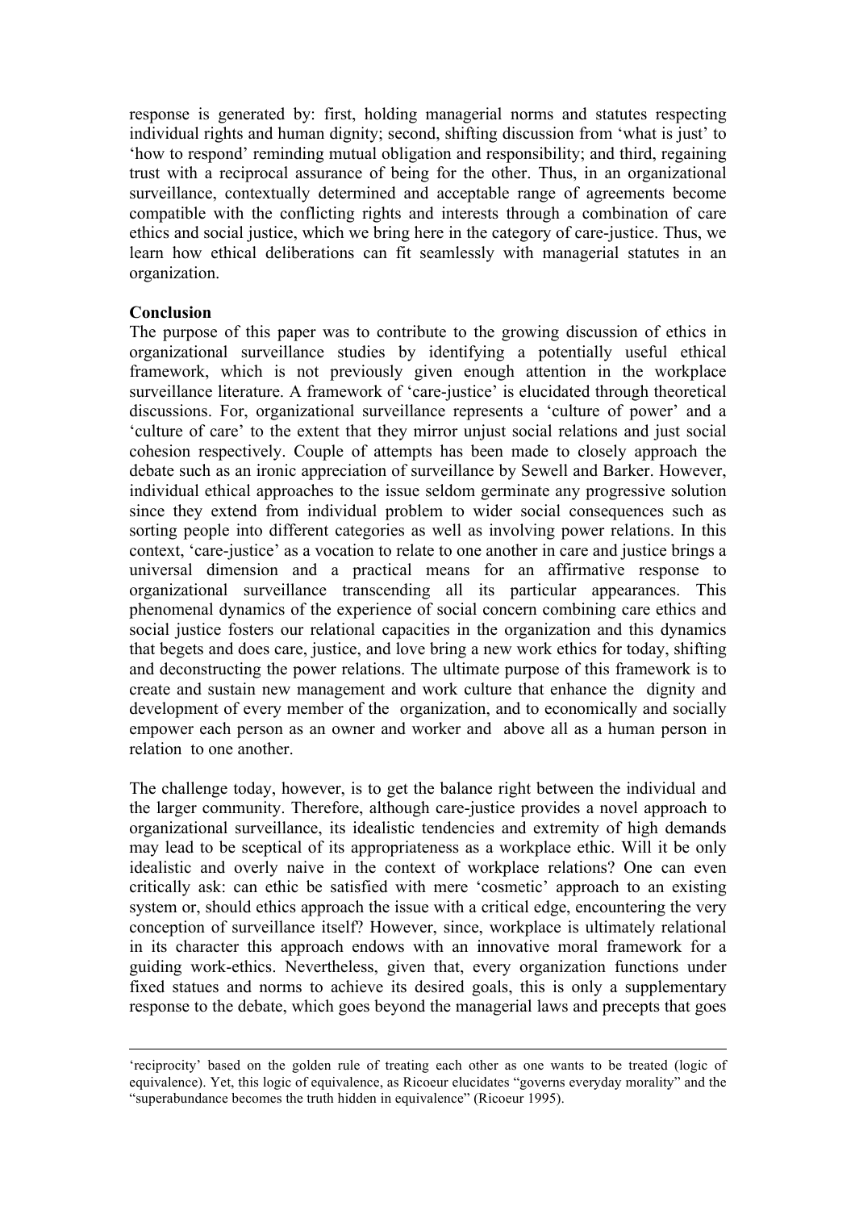response is generated by: first, holding managerial norms and statutes respecting individual rights and human dignity; second, shifting discussion from 'what is just' to 'how to respond' reminding mutual obligation and responsibility; and third, regaining trust with a reciprocal assurance of being for the other. Thus, in an organizational surveillance, contextually determined and acceptable range of agreements become compatible with the conflicting rights and interests through a combination of care ethics and social justice, which we bring here in the category of care-justice. Thus, we learn how ethical deliberations can fit seamlessly with managerial statutes in an organization.

**Conclusion**

The purpose of this paper was to contribute to the growing discussion of ethics in organizational surveillance studies by identifying a potentially useful ethical framework, which is not previously given enough attention in the workplace surveillance literature. A framework of 'care-justice' is elucidated through theoretical discussions. For, organizational surveillance represents a 'culture of power' and a 'culture of care' to the extent that they mirror unjust social relations and just social cohesion respectively. Couple of attempts has been made to closely approach the debate such as an ironic appreciation of surveillance by Sewell and Barker. However, individual ethical approaches to the issue seldom germinate any progressive solution since they extend from individual problem to wider social consequences such as sorting people into different categories as well as involving power relations. In this context, 'care-justice' as a vocation to relate to one another in care and justice brings a universal dimension and a practical means for an affirmative response to organizational surveillance transcending all its particular appearances. This phenomenal dynamics of the experience of social concern combining care ethics and social justice fosters our relational capacities in the organization and this dynamics that begets and does care, justice, and love bring a new work ethics for today, shifting and deconstructing the power relations. The ultimate purpose of this framework is to create and sustain new management and work culture that enhance the dignity and development of every member of the organization, and to economically and socially empower each person as an owner and worker and above all as a human person in relation to one another.

The challenge today, however, is to get the balance right between the individual and the larger community. Therefore, although care-justice provides a novel approach to organizational surveillance, its idealistic tendencies and extremity of high demands may lead to be sceptical of its appropriateness as a workplace ethic. Will it be only idealistic and overly naive in the context of workplace relations? One can even critically ask: can ethic be satisfied with mere 'cosmetic' approach to an existing system or, should ethics approach the issue with a critical edge, encountering the very conception of surveillance itself? However, since, workplace is ultimately relational in its character this approach endows with an innovative moral framework for a guiding work-ethics. Nevertheless, given that, every organization functions under fixed statues and norms to achieve its desired goals, this is only a supplementary response to the debate, which goes beyond the managerial laws and precepts that goes

---

'reciprocity' based on the golden rule of treating each other as one wants to be treated (logic of equivalence). Yet, this logic of equivalence, as Ricoeur elucidates "governs everyday morality" and the "superabundance becomes the truth hidden in equivalence" (Ricoeur 1995).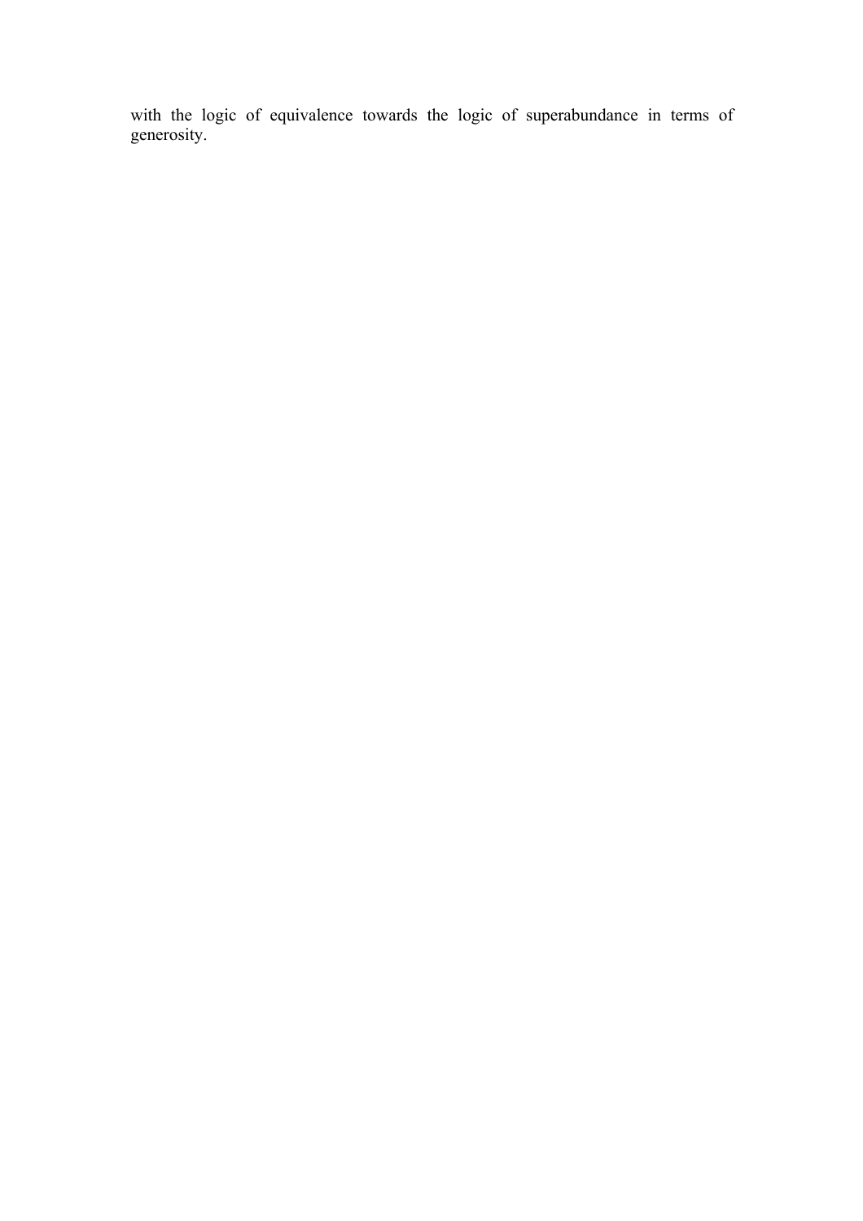with the logic of equivalence towards the logic of superabundance in terms of generosity.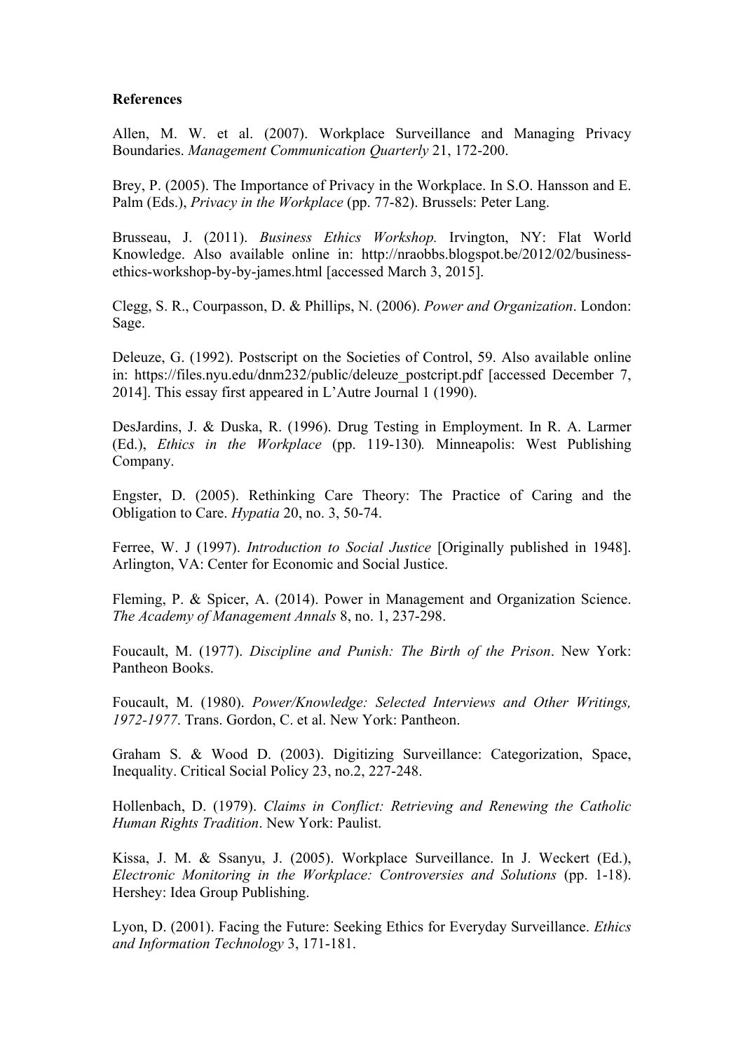**References**

Allen, M. W. et al. (2007). Workplace Surveillance and Managing Privacy Boundaries. *Management Communication Quarterly* 21, 172-200.

Brey, P. (2005). The Importance of Privacy in the Workplace. In S.O. Hansson and E. Palm (Eds.), *Privacy in the Workplace* (pp. 77-82). Brussels: Peter Lang.

Brusseau, J. (2011). *Business Ethics Workshop.* Irvington, NY: Flat World Knowledge. Also available online in: http://nraobbs.blogspot.be/2012/02/business-ethics-workshop-by-by-james.html [accessed March 3, 2015].

Clegg, S. R., Courpasson, D. & Phillips, N. (2006). *Power and Organization*. London: Sage.

Deleuze, G. (1992). Postscript on the Societies of Control, 59. Also available online in: https://files.nyu.edu/dnm232/public/deleuze_postcript.pdf [accessed December 7, 2014]. This essay first appeared in L'Autre Journal 1 (1990).

DesJardins, J. & Duska, R. (1996). Drug Testing in Employment. In R. A. Larmer (Ed.), *Ethics in the Workplace* (pp. 119-130)*.* Minneapolis: West Publishing Company.

Engster, D. (2005). Rethinking Care Theory: The Practice of Caring and the Obligation to Care. *Hypatia* 20, no. 3, 50-74.

Ferree, W. J (1997). *Introduction to Social Justice* [Originally published in 1948]. Arlington, VA: Center for Economic and Social Justice.

Fleming, P. & Spicer, A. (2014). Power in Management and Organization Science. *The Academy of Management Annals* 8, no. 1, 237-298.

Foucault, M. (1977). *Discipline and Punish: The Birth of the Prison*. New York: Pantheon Books.

Foucault, M. (1980). *Power/Knowledge: Selected Interviews and Other Writings, 1972-1977*. Trans. Gordon, C. et al. New York: Pantheon.

Graham S. & Wood D. (2003). Digitizing Surveillance: Categorization, Space, Inequality. Critical Social Policy 23, no.2, 227-248.

Hollenbach, D. (1979). *Claims in Conflict: Retrieving and Renewing the Catholic Human Rights Tradition*. New York: Paulist.

Kissa, J. M. & Ssanyu, J. (2005). Workplace Surveillance. In J. Weckert (Ed.), *Electronic Monitoring in the Workplace: Controversies and Solutions* (pp. 1-18). Hershey: Idea Group Publishing.

Lyon, D. (2001). Facing the Future: Seeking Ethics for Everyday Surveillance. *Ethics and Information Technology* 3, 171-181.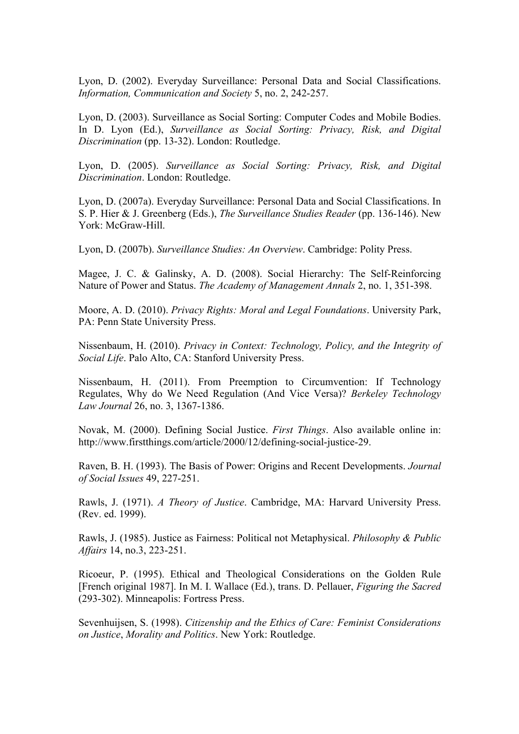Lyon, D. (2002). Everyday Surveillance: Personal Data and Social Classifications. *Information, Communication and Society* 5, no. 2, 242-257.

Lyon, D. (2003). Surveillance as Social Sorting: Computer Codes and Mobile Bodies. In D. Lyon (Ed.), *Surveillance as Social Sorting: Privacy, Risk, and Digital Discrimination* (pp. 13-32). London: Routledge.

Lyon, D. (2005). *Surveillance as Social Sorting: Privacy, Risk, and Digital Discrimination*. London: Routledge.

Lyon, D. (2007a). Everyday Surveillance: Personal Data and Social Classifications. In S. P. Hier & J. Greenberg (Eds.), *The Surveillance Studies Reader* (pp. 136-146). New York: McGraw-Hill.

Lyon, D. (2007b). *Surveillance Studies: An Overview*. Cambridge: Polity Press.

Magee, J. C. & Galinsky, A. D. (2008). Social Hierarchy: The Self-Reinforcing Nature of Power and Status. *The Academy of Management Annals* 2, no. 1, 351-398.

Moore, A. D. (2010). *Privacy Rights: Moral and Legal Foundations*. University Park, PA: Penn State University Press.

Nissenbaum, H. (2010). *Privacy in Context: Technology, Policy, and the Integrity of Social Life*. Palo Alto, CA: Stanford University Press.

Nissenbaum, H. (2011). From Preemption to Circumvention: If Technology Regulates, Why do We Need Regulation (And Vice Versa)? *Berkeley Technology Law Journal* 26, no. 3, 1367-1386.

Novak, M. (2000). Defining Social Justice. *First Things*. Also available online in: http://www.firstthings.com/article/2000/12/defining-social-justice-29.

Raven, B. H. (1993). The Basis of Power: Origins and Recent Developments. *Journal of Social Issues* 49, 227-251.

Rawls, J. (1971). *A Theory of Justice*. Cambridge, MA: Harvard University Press. (Rev. ed. 1999).

Rawls, J. (1985). Justice as Fairness: Political not Metaphysical. *Philosophy & Public Affairs* 14, no.3, 223-251.

Ricoeur, P. (1995). Ethical and Theological Considerations on the Golden Rule [French original 1987]. In M. I. Wallace (Ed.), trans. D. Pellauer, *Figuring the Sacred* (293-302). Minneapolis: Fortress Press.

Sevenhuijsen, S. (1998). *Citizenship and the Ethics of Care: Feminist Considerations on Justice*, *Morality and Politics*. New York: Routledge.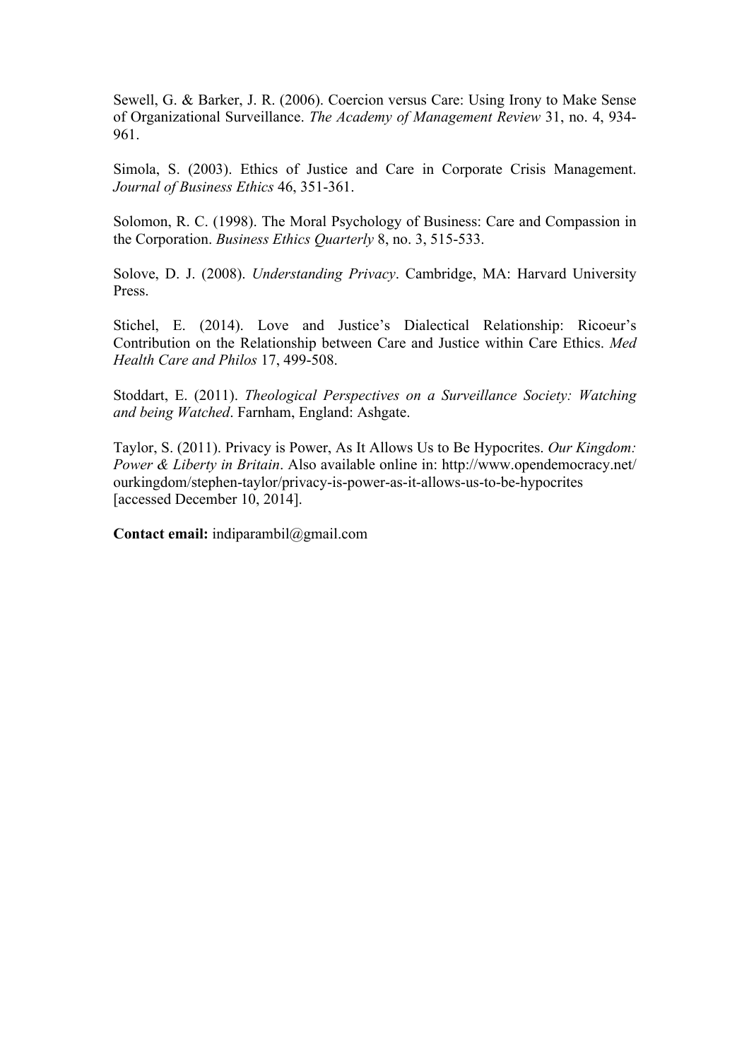Sewell, G. & Barker, J. R. (2006). Coercion versus Care: Using Irony to Make Sense of Organizational Surveillance. *The Academy of Management Review* 31, no. 4, 934-961.

Simola, S. (2003). Ethics of Justice and Care in Corporate Crisis Management. *Journal of Business Ethics* 46, 351-361.

Solomon, R. C. (1998). The Moral Psychology of Business: Care and Compassion in the Corporation. *Business Ethics Quarterly* 8, no. 3, 515-533.

Solove, D. J. (2008). *Understanding Privacy*. Cambridge, MA: Harvard University Press.

Stichel, E. (2014). Love and Justice's Dialectical Relationship: Ricoeur's Contribution on the Relationship between Care and Justice within Care Ethics. *Med Health Care and Philos* 17, 499-508.

Stoddart, E. (2011). *Theological Perspectives on a Surveillance Society: Watching and being Watched*. Farnham, England: Ashgate.

Taylor, S. (2011). Privacy is Power, As It Allows Us to Be Hypocrites. *Our Kingdom: Power & Liberty in Britain*. Also available online in: http://www.opendemocracy.net/ourkingdom/stephen-taylor/privacy-is-power-as-it-allows-us-to-be-hypocrites [accessed December 10, 2014].

**Contact email:** indiparambil@gmail.com